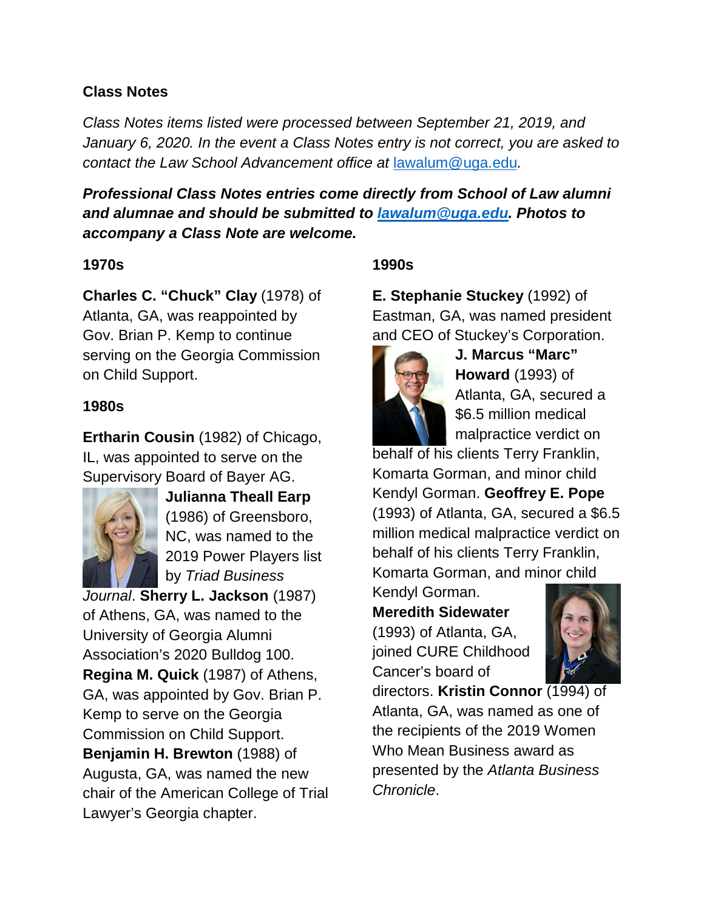## Class Notes

*Class Notes items listed were processed between September 21, 2019, and January 6, 2020. In the event a Class Notes entry is not correct, you are asked to contact the Law School Advancement office at lawalum@uga.edu.*

***Professional Class Notes entries come directly from School of Law alumni and alumnae and should be submitted to lawalum@uga.edu. Photos to accompany a Class Note are welcome.***

### 1970s

**Charles C. "Chuck" Clay** (1978) of Atlanta, GA, was reappointed by Gov. Brian P. Kemp to continue serving on the Georgia Commission on Child Support.

### 1980s

**Ertharin Cousin** (1982) of Chicago, IL, was appointed to serve on the Supervisory Board of Bayer AG. **Julianna Theall Earp** (1986) of Greensboro, NC, was named to the 2019 Power Players list by *Triad Business Journal*. **Sherry L. Jackson** (1987) of Athens, GA, was named to the University of Georgia Alumni Association's 2020 Bulldog 100. **Regina M. Quick** (1987) of Athens, GA, was appointed by Gov. Brian P. Kemp to serve on the Georgia Commission on Child Support. **Benjamin H. Brewton** (1988) of Augusta, GA, was named the new chair of the American College of Trial Lawyer's Georgia chapter.

### 1990s

**E. Stephanie Stuckey** (1992) of Eastman, GA, was named president and CEO of Stuckey's Corporation. **J. Marcus "Marc" Howard** (1993) of Atlanta, GA, secured a $6.5 million medical malpractice verdict on behalf of his clients Terry Franklin, Komarta Gorman, and minor child Kendyl Gorman. **Geoffrey E. Pope** (1993) of Atlanta, GA, secured a $6.5 million medical malpractice verdict on behalf of his clients Terry Franklin, Komarta Gorman, and minor child Kendyl Gorman. **Meredith Sidewater** (1993) of Atlanta, GA, joined CURE Childhood Cancer's board of directors. **Kristin Connor** (1994) of Atlanta, GA, was named as one of the recipients of the 2019 Women Who Mean Business award as presented by the *Atlanta Business Chronicle*.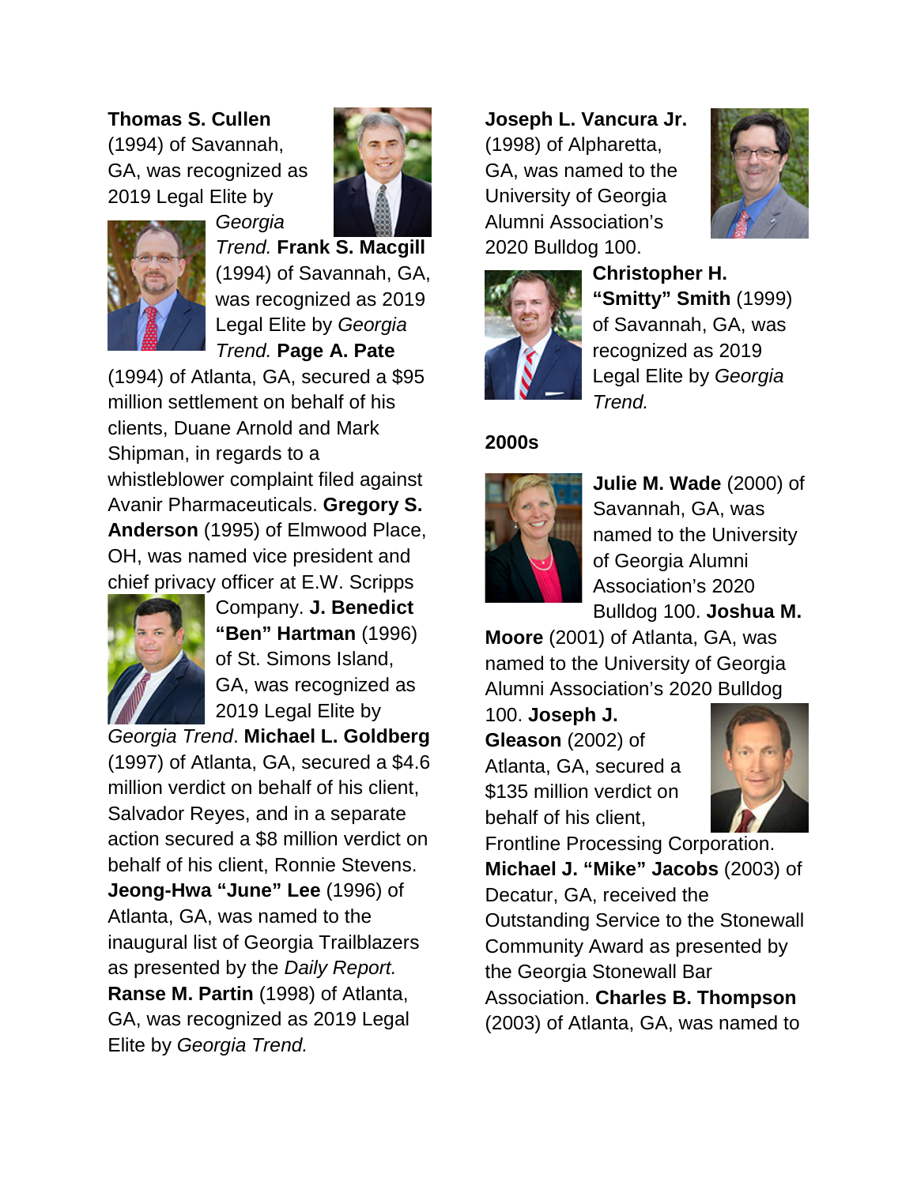**Thomas S. Cullen** (1994) of Savannah, GA, was recognized as 2019 Legal Elite by *Georgia Trend.* **Frank S. Macgill** (1994) of Savannah, GA, was recognized as 2019 Legal Elite by *Georgia Trend.* **Page A. Pate** (1994) of Atlanta, GA, secured a $95 million settlement on behalf of his clients, Duane Arnold and Mark Shipman, in regards to a whistleblower complaint filed against Avanir Pharmaceuticals. **Gregory S. Anderson** (1995) of Elmwood Place, OH, was named vice president and chief privacy officer at E.W. Scripps Company. **J. Benedict "Ben" Hartman** (1996) of St. Simons Island, GA, was recognized as 2019 Legal Elite by *Georgia Trend*. **Michael L. Goldberg** (1997) of Atlanta, GA, secured a $4.6 million verdict on behalf of his client, Salvador Reyes, and in a separate action secured a $8 million verdict on behalf of his client, Ronnie Stevens. **Jeong-Hwa "June" Lee** (1996) of Atlanta, GA, was named to the inaugural list of Georgia Trailblazers as presented by the *Daily Report.* **Ranse M. Partin** (1998) of Atlanta, GA, was recognized as 2019 Legal Elite by *Georgia Trend.*

**Joseph L. Vancura Jr.** (1998) of Alpharetta, GA, was named to the University of Georgia Alumni Association's 2020 Bulldog 100. **Christopher H. "Smitty" Smith** (1999) of Savannah, GA, was recognized as 2019 Legal Elite by *Georgia Trend.*

## 2000s

**Julie M. Wade** (2000) of Savannah, GA, was named to the University of Georgia Alumni Association's 2020 Bulldog 100. **Joshua M. Moore** (2001) of Atlanta, GA, was named to the University of Georgia Alumni Association's 2020 Bulldog 100. **Joseph J. Gleason** (2002) of Atlanta, GA, secured a $135 million verdict on behalf of his client, Frontline Processing Corporation. **Michael J. "Mike" Jacobs** (2003) of Decatur, GA, received the Outstanding Service to the Stonewall Community Award as presented by the Georgia Stonewall Bar Association. **Charles B. Thompson** (2003) of Atlanta, GA, was named to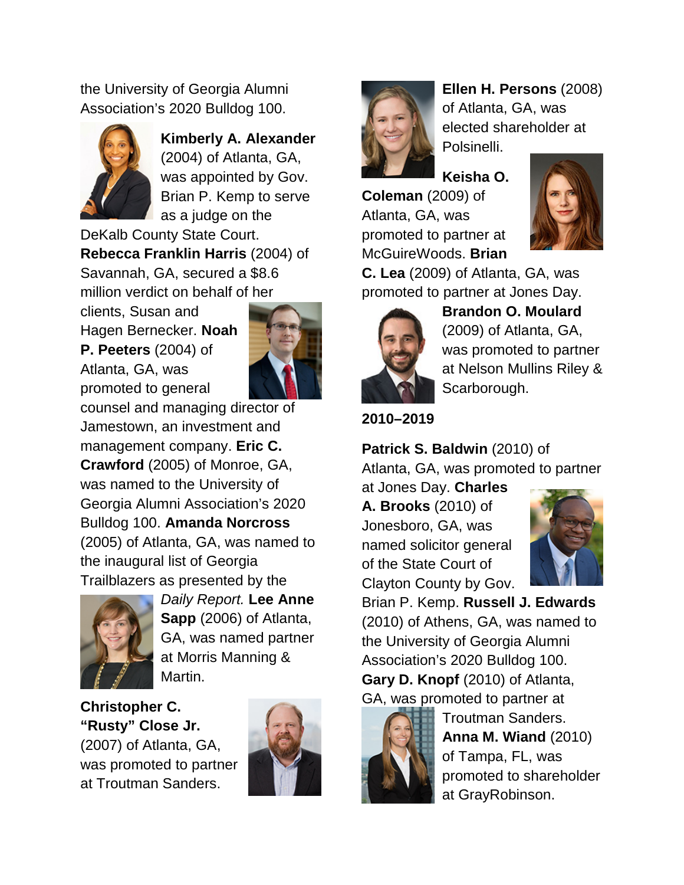the University of Georgia Alumni Association's 2020 Bulldog 100.

**Kimberly A. Alexander** (2004) of Atlanta, GA, was appointed by Gov. Brian P. Kemp to serve as a judge on the DeKalb County State Court. **Rebecca Franklin Harris** (2004) of Savannah, GA, secured a $8.6 million verdict on behalf of her clients, Susan and Hagen Bernecker. **Noah P. Peeters** (2004) of Atlanta, GA, was promoted to general counsel and managing director of Jamestown, an investment and management company. **Eric C. Crawford** (2005) of Monroe, GA, was named to the University of Georgia Alumni Association's 2020 Bulldog 100. **Amanda Norcross** (2005) of Atlanta, GA, was named to the inaugural list of Georgia Trailblazers as presented by the *Daily Report.* **Lee Anne Sapp** (2006) of Atlanta, GA, was named partner at Morris Manning & Martin.

**Christopher C. "Rusty" Close Jr.** (2007) of Atlanta, GA, was promoted to partner at Troutman Sanders.

**Ellen H. Persons** (2008) of Atlanta, GA, was elected shareholder at Polsinelli.

**Keisha O. Coleman** (2009) of Atlanta, GA, was promoted to partner at McGuireWoods. **Brian C. Lea** (2009) of Atlanta, GA, was promoted to partner at Jones Day. **Brandon O. Moulard** (2009) of Atlanta, GA, was promoted to partner at Nelson Mullins Riley & Scarborough.

**2010–2019**

**Patrick S. Baldwin** (2010) of Atlanta, GA, was promoted to partner at Jones Day. **Charles A. Brooks** (2010) of Jonesboro, GA, was named solicitor general of the State Court of Clayton County by Gov. Brian P. Kemp. **Russell J. Edwards** (2010) of Athens, GA, was named to the University of Georgia Alumni Association's 2020 Bulldog 100. **Gary D. Knopf** (2010) of Atlanta, GA, was promoted to partner at Troutman Sanders. **Anna M. Wiand** (2010) of Tampa, FL, was promoted to shareholder at GrayRobinson.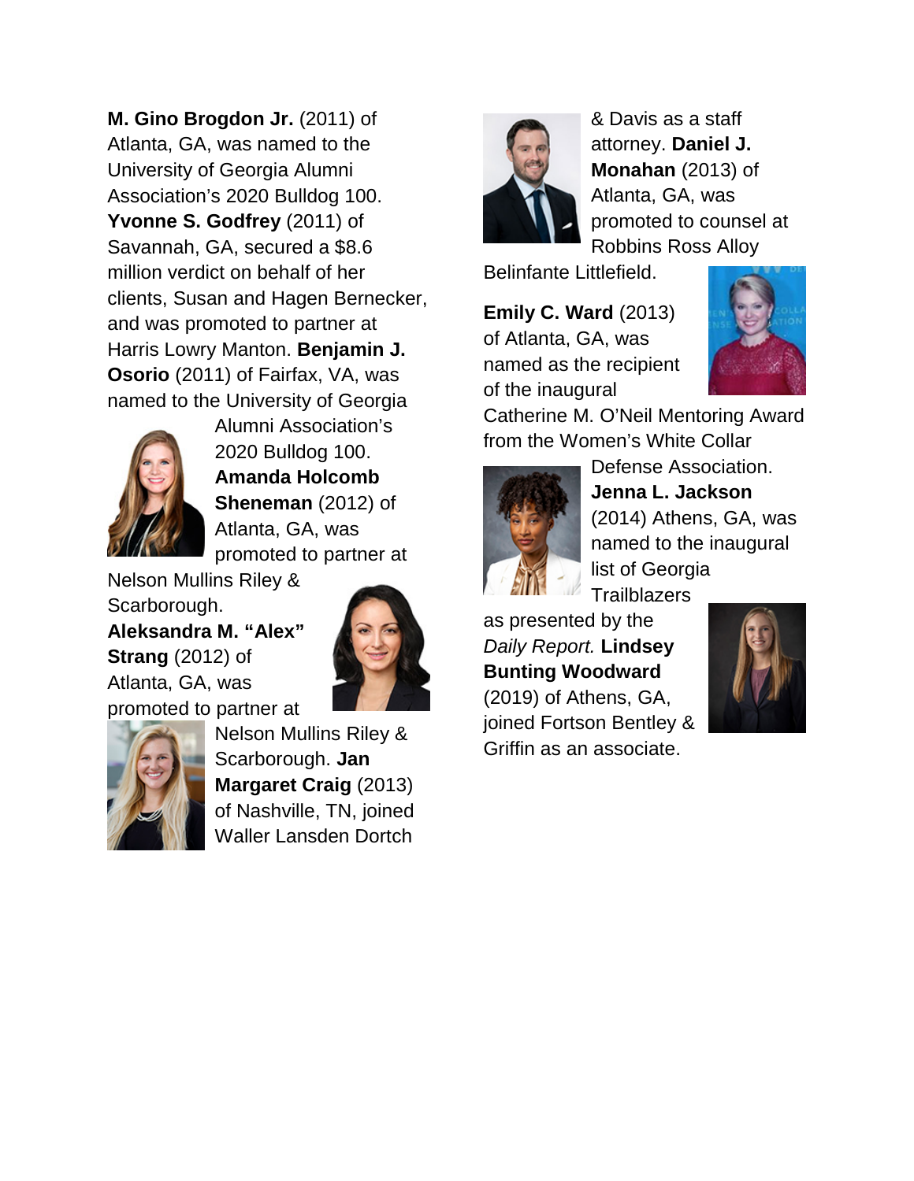**M. Gino Brogdon Jr.** (2011) of Atlanta, GA, was named to the University of Georgia Alumni Association's 2020 Bulldog 100. **Yvonne S. Godfrey** (2011) of Savannah, GA, secured a $8.6 million verdict on behalf of her clients, Susan and Hagen Bernecker, and was promoted to partner at Harris Lowry Manton. **Benjamin J. Osorio** (2011) of Fairfax, VA, was named to the University of Georgia Alumni Association's 2020 Bulldog 100. **Amanda Holcomb Sheneman** (2012) of Atlanta, GA, was promoted to partner at Nelson Mullins Riley & Scarborough. **Aleksandra M. "Alex" Strang** (2012) of Atlanta, GA, was promoted to partner at Nelson Mullins Riley & Scarborough. **Jan Margaret Craig** (2013) of Nashville, TN, joined Waller Lansden Dortch & Davis as a staff attorney. **Daniel J. Monahan** (2013) of Atlanta, GA, was promoted to counsel at Robbins Ross Alloy Belinfante Littlefield.

**Emily C. Ward** (2013) of Atlanta, GA, was named as the recipient of the inaugural Catherine M. O'Neil Mentoring Award from the Women's White Collar Defense Association. **Jenna L. Jackson** (2014) Athens, GA, was named to the inaugural list of Georgia Trailblazers as presented by the *Daily Report.* **Lindsey Bunting Woodward** (2019) of Athens, GA, joined Fortson Bentley & Griffin as an associate.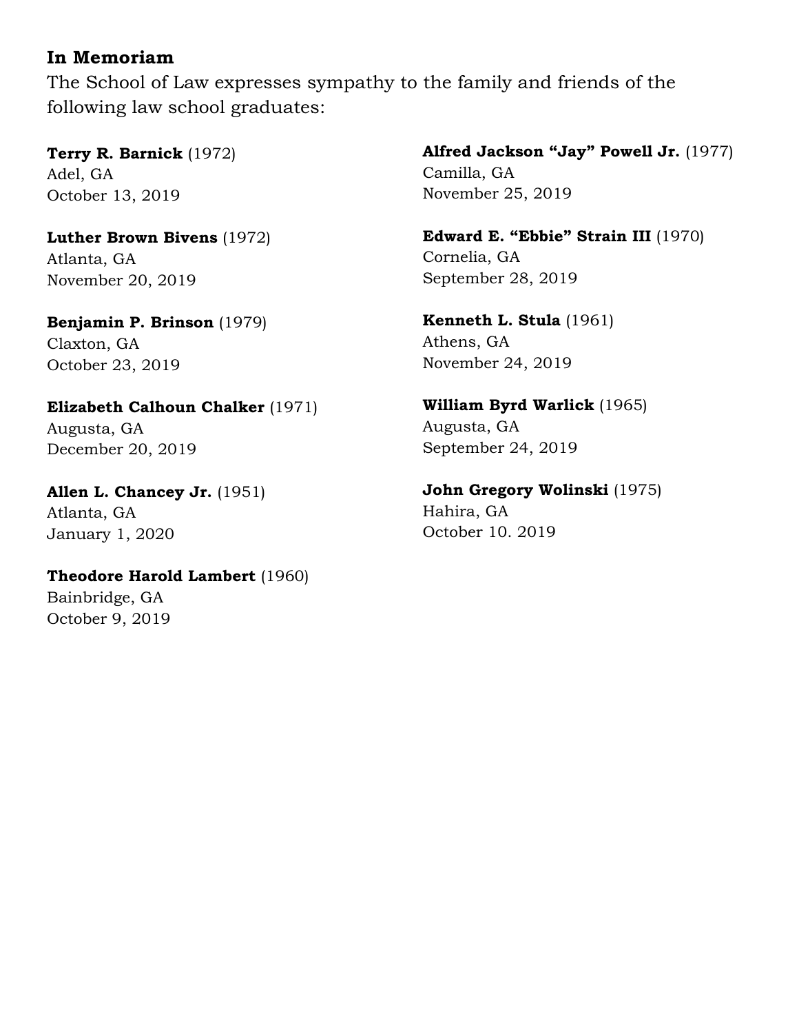## In Memoriam

The School of Law expresses sympathy to the family and friends of the following law school graduates:

**Terry R. Barnick** (1972)
Adel, GA
October 13, 2019

**Luther Brown Bivens** (1972)
Atlanta, GA
November 20, 2019

**Benjamin P. Brinson** (1979)
Claxton, GA
October 23, 2019

**Elizabeth Calhoun Chalker** (1971)
Augusta, GA
December 20, 2019

**Allen L. Chancey Jr.** (1951)
Atlanta, GA
January 1, 2020

**Theodore Harold Lambert** (1960)
Bainbridge, GA
October 9, 2019

**Alfred Jackson "Jay" Powell Jr.** (1977)
Camilla, GA
November 25, 2019

**Edward E. "Ebbie" Strain III** (1970)
Cornelia, GA
September 28, 2019

**Kenneth L. Stula** (1961)
Athens, GA
November 24, 2019

**William Byrd Warlick** (1965)
Augusta, GA
September 24, 2019

**John Gregory Wolinski** (1975)
Hahira, GA
October 10. 2019